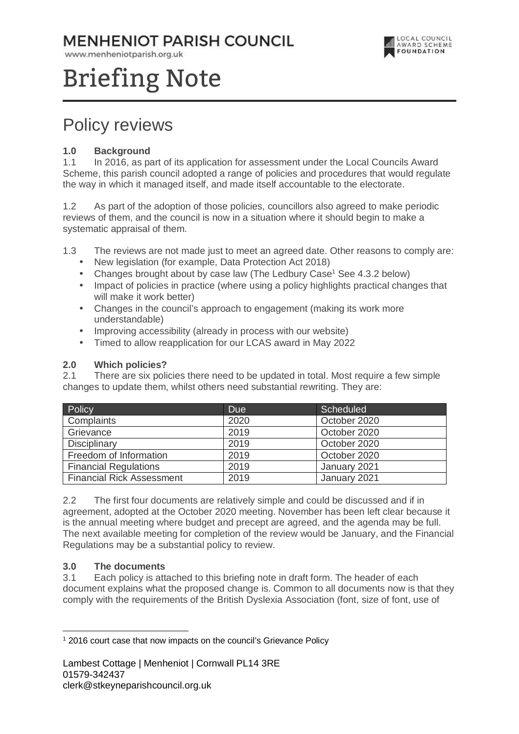MENHENIOT PARISH COUNCIL

www.menheniotparish.org.uk

# Briefing Note

## Policy reviews

### 1.0 Background

1.1 In 2016, as part of its application for assessment under the Local Councils Award Scheme, this parish council adopted a range of policies and procedures that would regulate the way in which it managed itself, and made itself accountable to the electorate.

1.2 As part of the adoption of those policies, councillors also agreed to make periodic reviews of them, and the council is now in a situation where it should begin to make a systematic appraisal of them.

1.3 The reviews are not made just to meet an agreed date. Other reasons to comply are:

- New legislation (for example, Data Protection Act 2018)
- Changes brought about by case law (The Ledbury Case[1] See 4.3.2 below)
- Impact of policies in practice (where using a policy highlights practical changes that will make it work better)
- Changes in the council's approach to engagement (making its work more understandable)
- Improving accessibility (already in process with our website)
- Timed to allow reapplication for our LCAS award in May 2022

### 2.0 Which policies?

2.1 There are six policies there need to be updated in total. Most require a few simple changes to update them, whilst others need substantial rewriting. They are:

| Policy | Due | Scheduled |
| --- | --- | --- |
| Complaints | 2020 | October 2020 |
| Grievance | 2019 | October 2020 |
| Disciplinary | 2019 | October 2020 |
| Freedom of Information | 2019 | October 2020 |
| Financial Regulations | 2019 | January 2021 |
| Financial Rick Assessment | 2019 | January 2021 |

2.2 The first four documents are relatively simple and could be discussed and if in agreement, adopted at the October 2020 meeting. November has been left clear because it is the annual meeting where budget and precept are agreed, and the agenda may be full. The next available meeting for completion of the review would be January, and the Financial Regulations may be a substantial policy to review.

### 3.0 The documents

3.1 Each policy is attached to this briefing note in draft form. The header of each document explains what the proposed change is. Common to all documents now is that they comply with the requirements of the British Dyslexia Association (font, size of font, use of

[1] 2016 court case that now impacts on the council's Grievance Policy

Lambest Cottage | Menheniot | Cornwall PL14 3RE
01579-342437
clerk@stkeyneparishcouncil.org.uk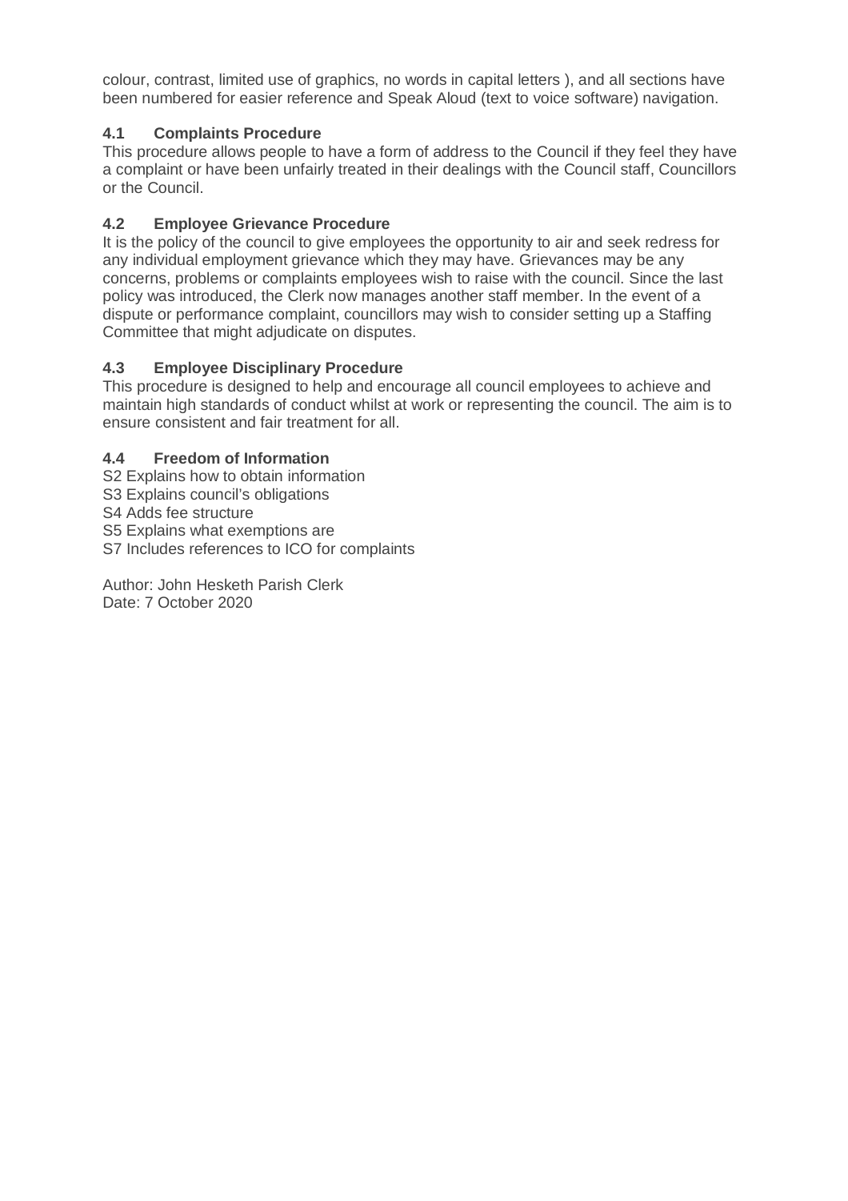colour, contrast, limited use of graphics, no words in capital letters ), and all sections have been numbered for easier reference and Speak Aloud (text to voice software) navigation.

### 4.1 Complaints Procedure

This procedure allows people to have a form of address to the Council if they feel they have a complaint or have been unfairly treated in their dealings with the Council staff, Councillors or the Council.

### 4.2 Employee Grievance Procedure

It is the policy of the council to give employees the opportunity to air and seek redress for any individual employment grievance which they may have. Grievances may be any concerns, problems or complaints employees wish to raise with the council. Since the last policy was introduced, the Clerk now manages another staff member. In the event of a dispute or performance complaint, councillors may wish to consider setting up a Staffing Committee that might adjudicate on disputes.

### 4.3 Employee Disciplinary Procedure

This procedure is designed to help and encourage all council employees to achieve and maintain high standards of conduct whilst at work or representing the council. The aim is to ensure consistent and fair treatment for all.

### 4.4 Freedom of Information

S2 Explains how to obtain information
S3 Explains council's obligations
S4 Adds fee structure
S5 Explains what exemptions are
S7 Includes references to ICO for complaints

Author: John Hesketh Parish Clerk
Date: 7 October 2020